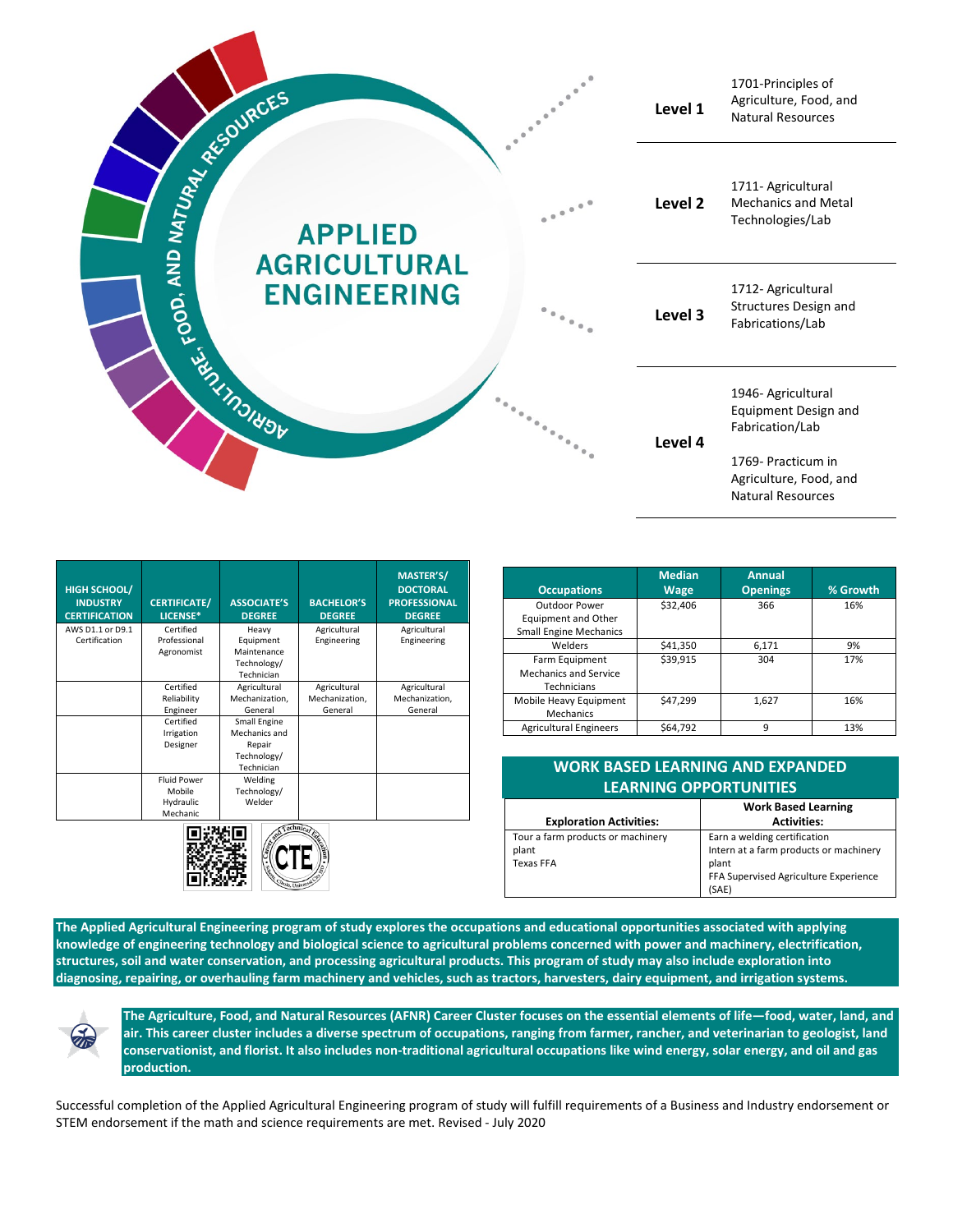# APPLIED AGRICULTURAL ENGINEERING

AGRICULTURE, FOOD, AND NATURAL RESOURCES

| Level | Courses |
|---|---|
| Level 1 | 1701-Principles of Agriculture, Food, and Natural Resources |
| Level 2 | 1711- Agricultural Mechanics and Metal Technologies/Lab |
| Level 3 | 1712- Agricultural Structures Design and Fabrications/Lab |
| Level 4 | 1946- Agricultural Equipment Design and Fabrication/Lab<br>1769- Practicum in Agriculture, Food, and Natural Resources |

| HIGH SCHOOL/ INDUSTRY CERTIFICATION | CERTIFICATE/ LICENSE* | ASSOCIATE'S DEGREE | BACHELOR'S DEGREE | MASTER'S/ DOCTORAL PROFESSIONAL DEGREE |
|---|---|---|---|---|
| AWS D1.1 or D9.1 Certification | Certified Professional Agronomist | Heavy Equipment Maintenance Technology/ Technician | Agricultural Engineering | Agricultural Engineering |
| | Certified Reliability Engineer | Agricultural Mechanization, General | Agricultural Mechanization, General | Agricultural Mechanization, General |
| | Certified Irrigation Designer | Small Engine Mechanics and Repair Technology/ Technician | | |
| | Fluid Power Mobile Hydraulic Mechanic | Welding Technology/ Welder | | |

| Occupations | Median Wage | Annual Openings | % Growth |
|---|---|---|---|
| Outdoor Power Equipment and Other Small Engine Mechanics | $32,406 | 366 | 16% |
| Welders | $41,350 | 6,171 | 9% |
| Farm Equipment Mechanics and Service Technicians | $39,915 | 304 | 17% |
| Mobile Heavy Equipment Mechanics | $47,299 | 1,627 | 16% |
| Agricultural Engineers | $64,792 | 9 | 13% |

## WORK BASED LEARNING AND EXPANDED LEARNING OPPORTUNITIES

| Exploration Activities: | Work Based Learning Activities: |
|---|---|
| Tour a farm products or machinery plant<br>Texas FFA | Earn a welding certification<br>Intern at a farm products or machinery plant<br>FFA Supervised Agriculture Experience (SAE) |

**The Applied Agricultural Engineering program of study explores the occupations and educational opportunities associated with applying knowledge of engineering technology and biological science to agricultural problems concerned with power and machinery, electrification, structures, soil and water conservation, and processing agricultural products. This program of study may also include exploration into diagnosing, repairing, or overhauling farm machinery and vehicles, such as tractors, harvesters, dairy equipment, and irrigation systems.**

**The Agriculture, Food, and Natural Resources (AFNR) Career Cluster focuses on the essential elements of life—food, water, land, and air. This career cluster includes a diverse spectrum of occupations, ranging from farmer, rancher, and veterinarian to geologist, land conservationist, and florist. It also includes non-traditional agricultural occupations like wind energy, solar energy, and oil and gas production.**

Successful completion of the Applied Agricultural Engineering program of study will fulfill requirements of a Business and Industry endorsement or STEM endorsement if the math and science requirements are met. Revised - July 2020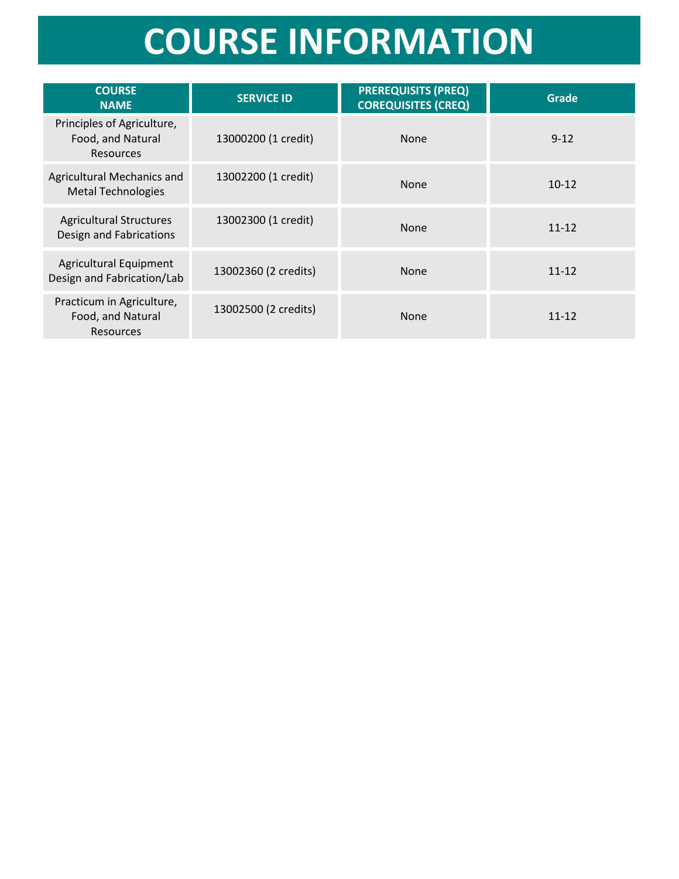# COURSE INFORMATION

| COURSE NAME | SERVICE ID | PREREQUISITS (PREQ) COREQUISITES (CREQ) | Grade |
|---|---|---|---|
| Principles of Agriculture, Food, and Natural Resources | 13000200 (1 credit) | None | 9-12 |
| Agricultural Mechanics and Metal Technologies | 13002200 (1 credit) | None | 10-12 |
| Agricultural Structures Design and Fabrications | 13002300 (1 credit) | None | 11-12 |
| Agricultural Equipment Design and Fabrication/Lab | 13002360 (2 credits) | None | 11-12 |
| Practicum in Agriculture, Food, and Natural Resources | 13002500 (2 credits) | None | 11-12 |